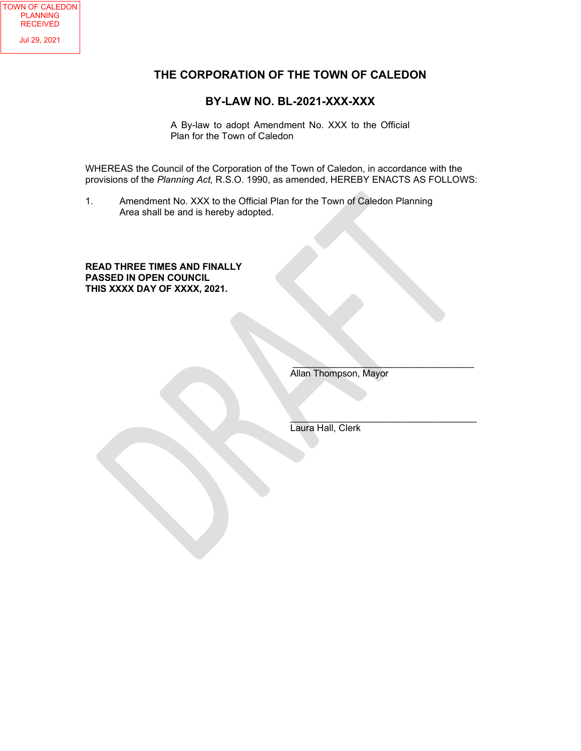TOWN OF CALEDON
PLANNING
RECEIVED

Jul 29, 2021

# THE CORPORATION OF THE TOWN OF CALEDON

## BY-LAW NO. BL-2021-XXX-XXX

A By-law to adopt Amendment No. XXX to the Official Plan for the Town of Caledon

WHEREAS the Council of the Corporation of the Town of Caledon, in accordance with the provisions of the *Planning Act,* R.S.O. 1990, as amended, HEREBY ENACTS AS FOLLOWS:

1. Amendment No. XXX to the Official Plan for the Town of Caledon Planning Area shall be and is hereby adopted.

**READ THREE TIMES AND FINALLY PASSED IN OPEN COUNCIL THIS XXXX DAY OF XXXX, 2021.**

\_\_\_\_\_\_\_\_\_\_\_\_\_\_\_\_\_\_\_\_\_\_\_\_\_\_\_\_\_\_\_\_\_\_\_
Allan Thompson, Mayor

\_\_\_\_\_\_\_\_\_\_\_\_\_\_\_\_\_\_\_\_\_\_\_\_\_\_\_\_\_\_\_\_\_\_\_
Laura Hall, Clerk

DRAFT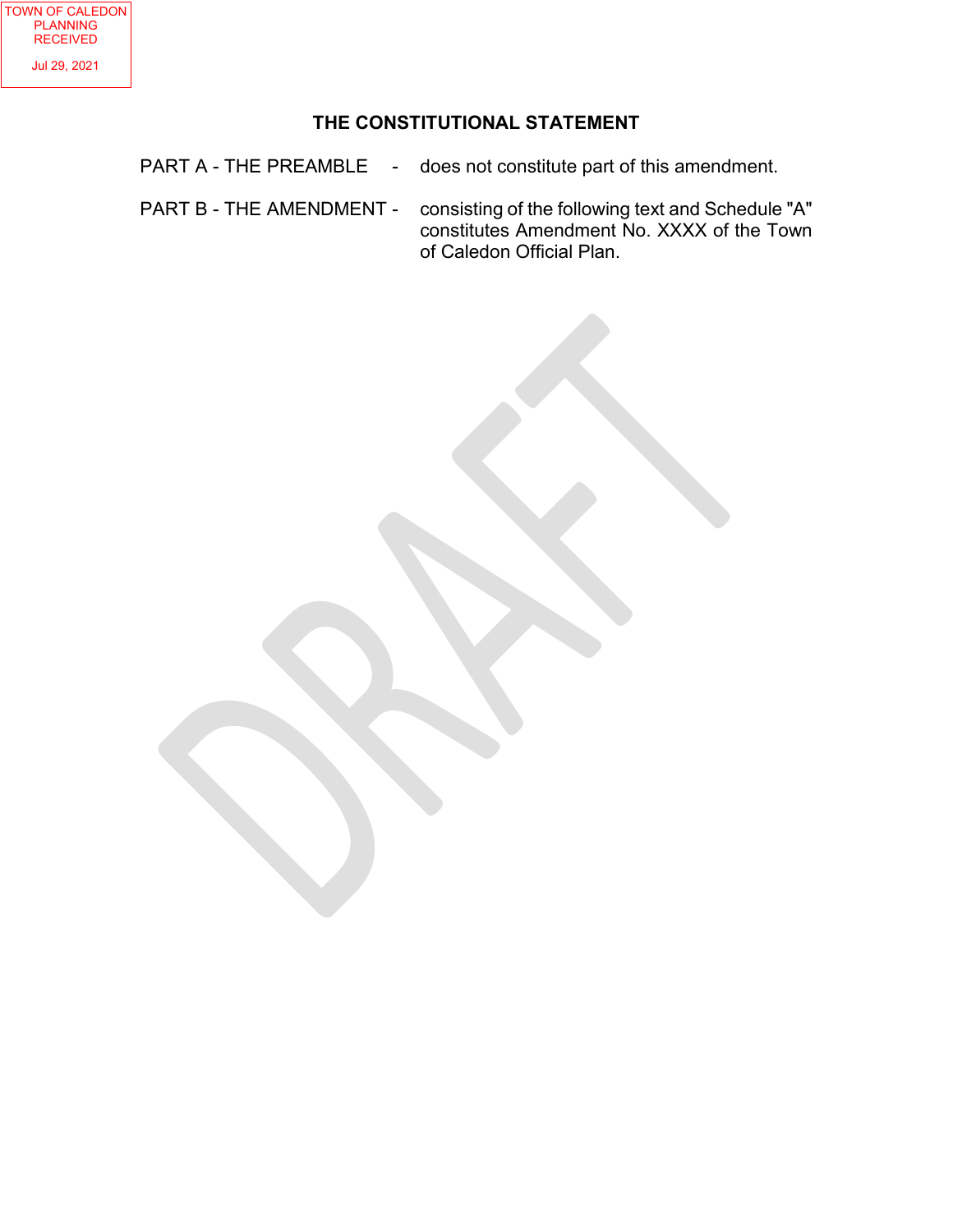## THE CONSTITUTIONAL STATEMENT

PART A - THE PREAMBLE - does not constitute part of this amendment.

PART B - THE AMENDMENT - consisting of the following text and Schedule "A" constitutes Amendment No. XXXX of the Town of Caledon Official Plan.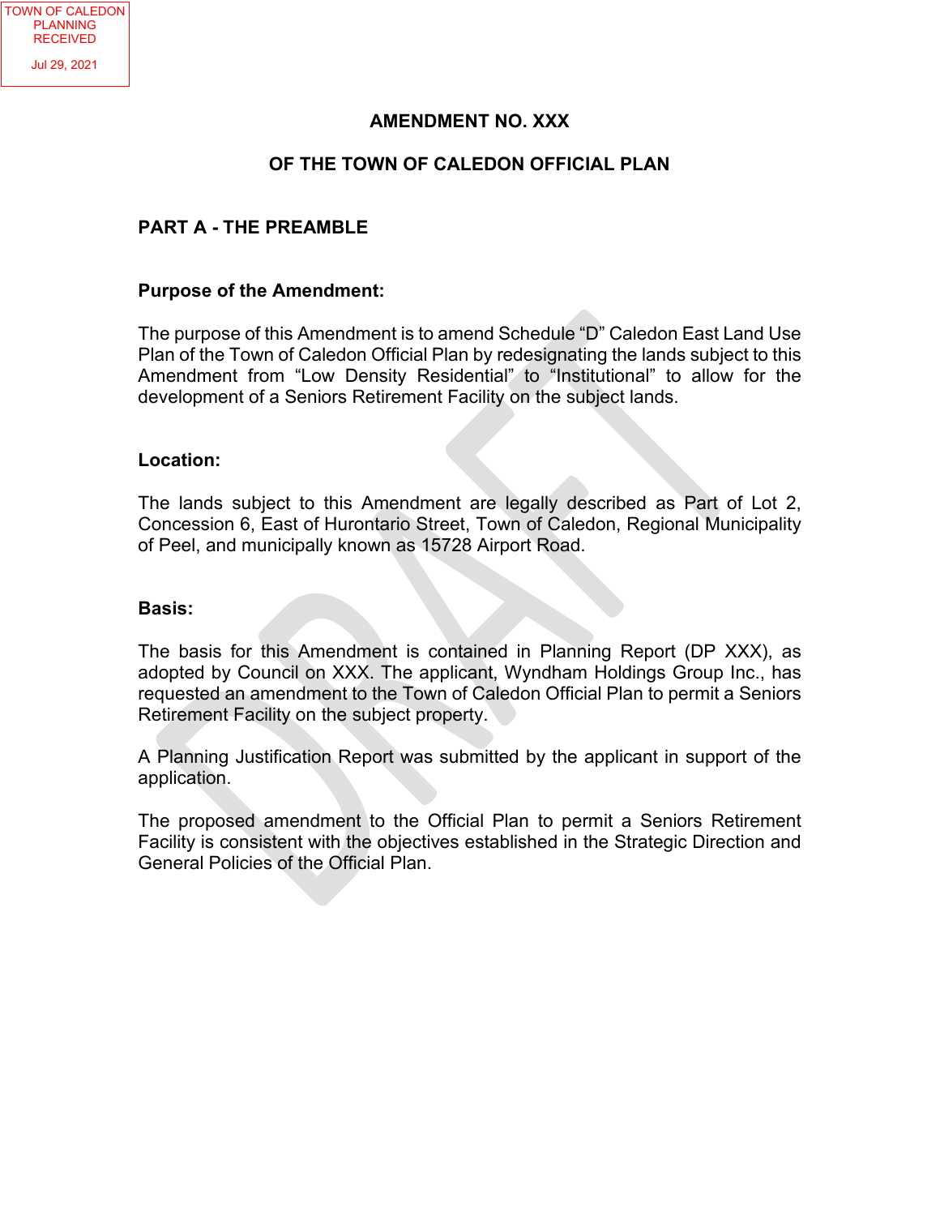TOWN OF CALEDON PLANNING RECEIVED

Jul 29, 2021

# AMENDMENT NO. XXX

# OF THE TOWN OF CALEDON OFFICIAL PLAN

## PART A - THE PREAMBLE

### Purpose of the Amendment:

The purpose of this Amendment is to amend Schedule “D” Caledon East Land Use Plan of the Town of Caledon Official Plan by redesignating the lands subject to this Amendment from “Low Density Residential” to “Institutional” to allow for the development of a Seniors Retirement Facility on the subject lands.

### Location:

The lands subject to this Amendment are legally described as Part of Lot 2, Concession 6, East of Hurontario Street, Town of Caledon, Regional Municipality of Peel, and municipally known as 15728 Airport Road.

### Basis:

The basis for this Amendment is contained in Planning Report (DP XXX), as adopted by Council on XXX. The applicant, Wyndham Holdings Group Inc., has requested an amendment to the Town of Caledon Official Plan to permit a Seniors Retirement Facility on the subject property.

A Planning Justification Report was submitted by the applicant in support of the application.

The proposed amendment to the Official Plan to permit a Seniors Retirement Facility is consistent with the objectives established in the Strategic Direction and General Policies of the Official Plan.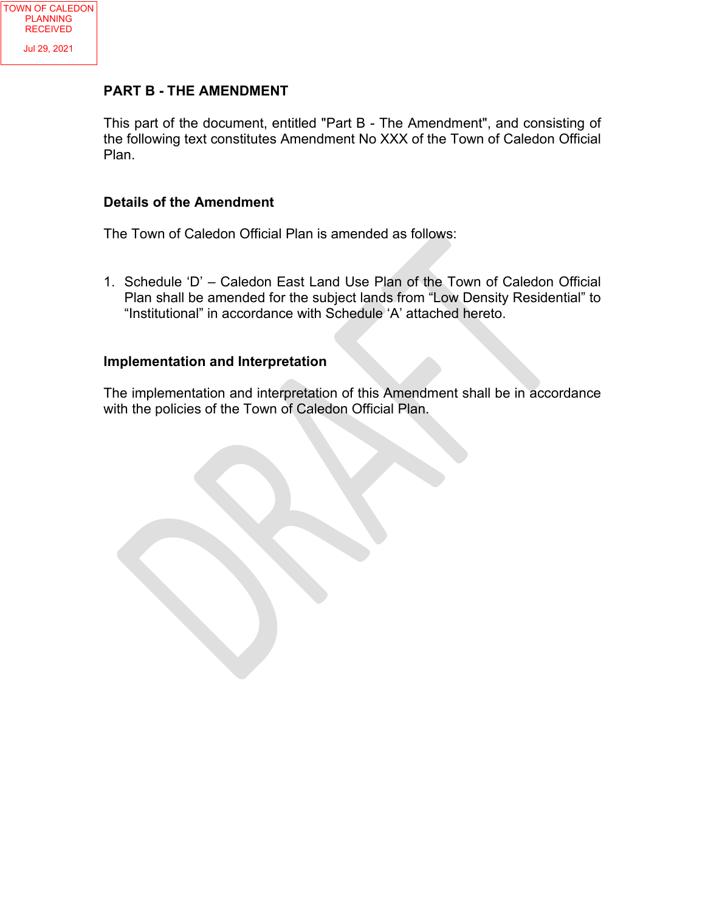TOWN OF CALEDON PLANNING RECEIVED

Jul 29, 2021

## PART B - THE AMENDMENT

This part of the document, entitled "Part B - The Amendment", and consisting of the following text constitutes Amendment No XXX of the Town of Caledon Official Plan.

### Details of the Amendment

The Town of Caledon Official Plan is amended as follows:

1. Schedule 'D' – Caledon East Land Use Plan of the Town of Caledon Official Plan shall be amended for the subject lands from "Low Density Residential" to "Institutional" in accordance with Schedule 'A' attached hereto.

### Implementation and Interpretation

The implementation and interpretation of this Amendment shall be in accordance with the policies of the Town of Caledon Official Plan.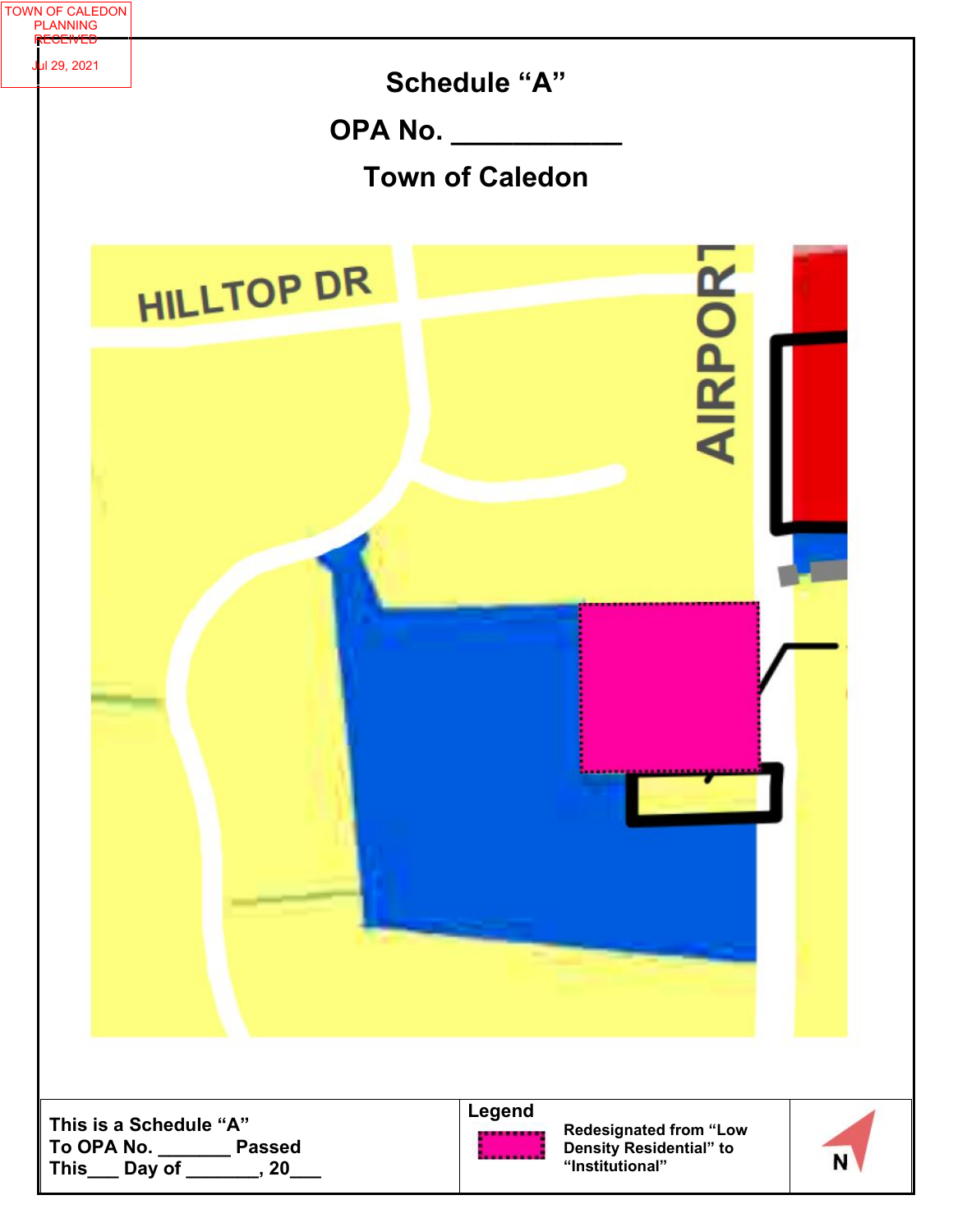TOWN OF CALEDON PLANNING RECEIVED

Jul 29, 2021

# Schedule "A"

## OPA No. ___________

## Town of Caledon

HILLTOP DR

AIRPORT

This is a Schedule "A"
To OPA No. _______ Passed
This___ Day of _______, 20___

Legend

Redesignated from "Low Density Residential" to "Institutional"

N